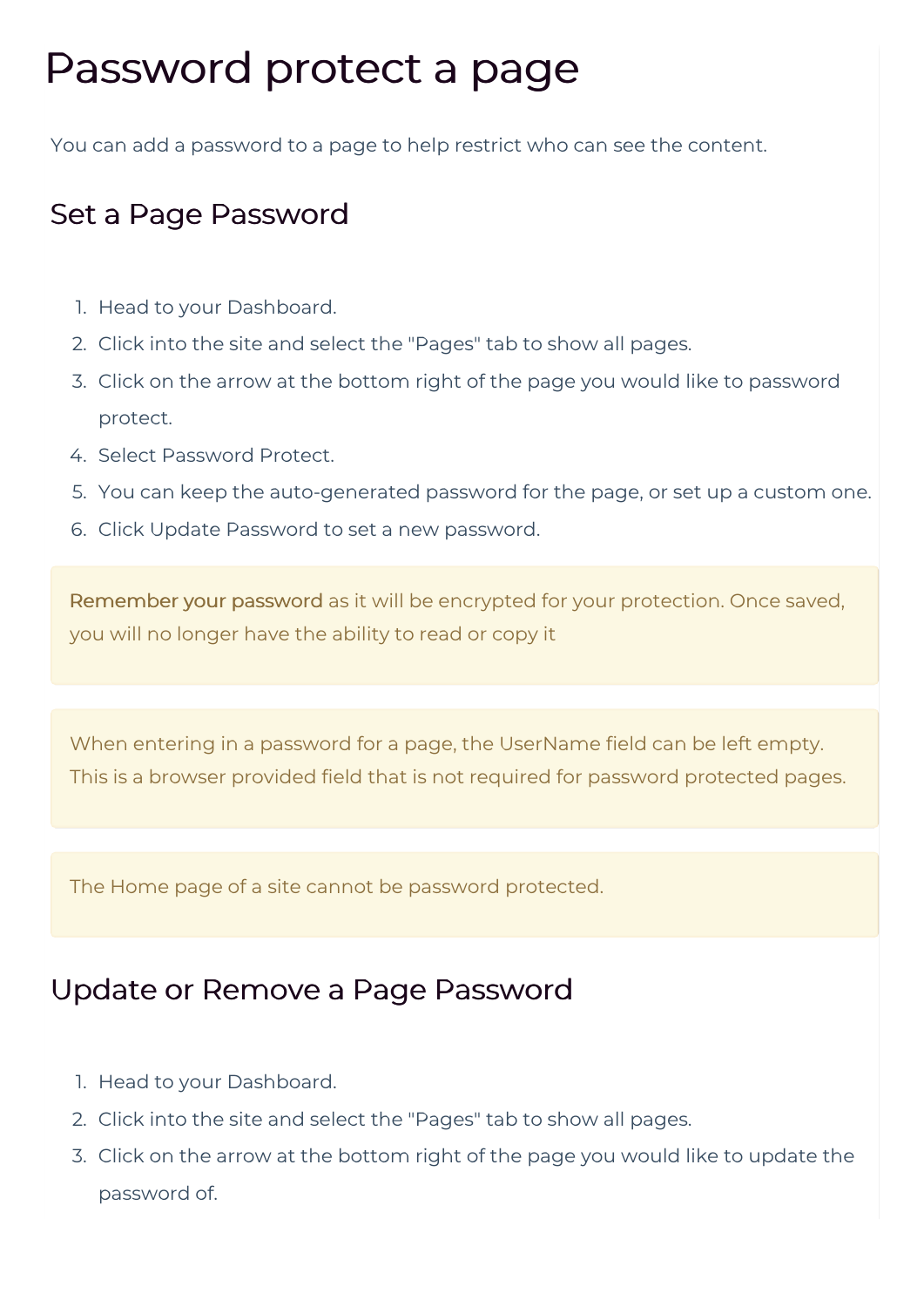# Password protect a page

You can add a password to a page to help restrict who can see the content.

## Set a Page Password

1. Head to your Dashboard.
2. Click into the site and select the "Pages" tab to show all pages.
3. Click on the arrow at the bottom right of the page you would like to password protect.
4. Select Password Protect.
5. You can keep the auto-generated password for the page, or set up a custom one.
6. Click Update Password to set a new password.

> **Remember your password** as it will be encrypted for your protection. Once saved, you will no longer have the ability to read or copy it

> When entering in a password for a page, the UserName field can be left empty. This is a browser provided field that is not required for password protected pages.

> The Home page of a site cannot be password protected.

## Update or Remove a Page Password

1. Head to your Dashboard.
2. Click into the site and select the "Pages" tab to show all pages.
3. Click on the arrow at the bottom right of the page you would like to update the password of.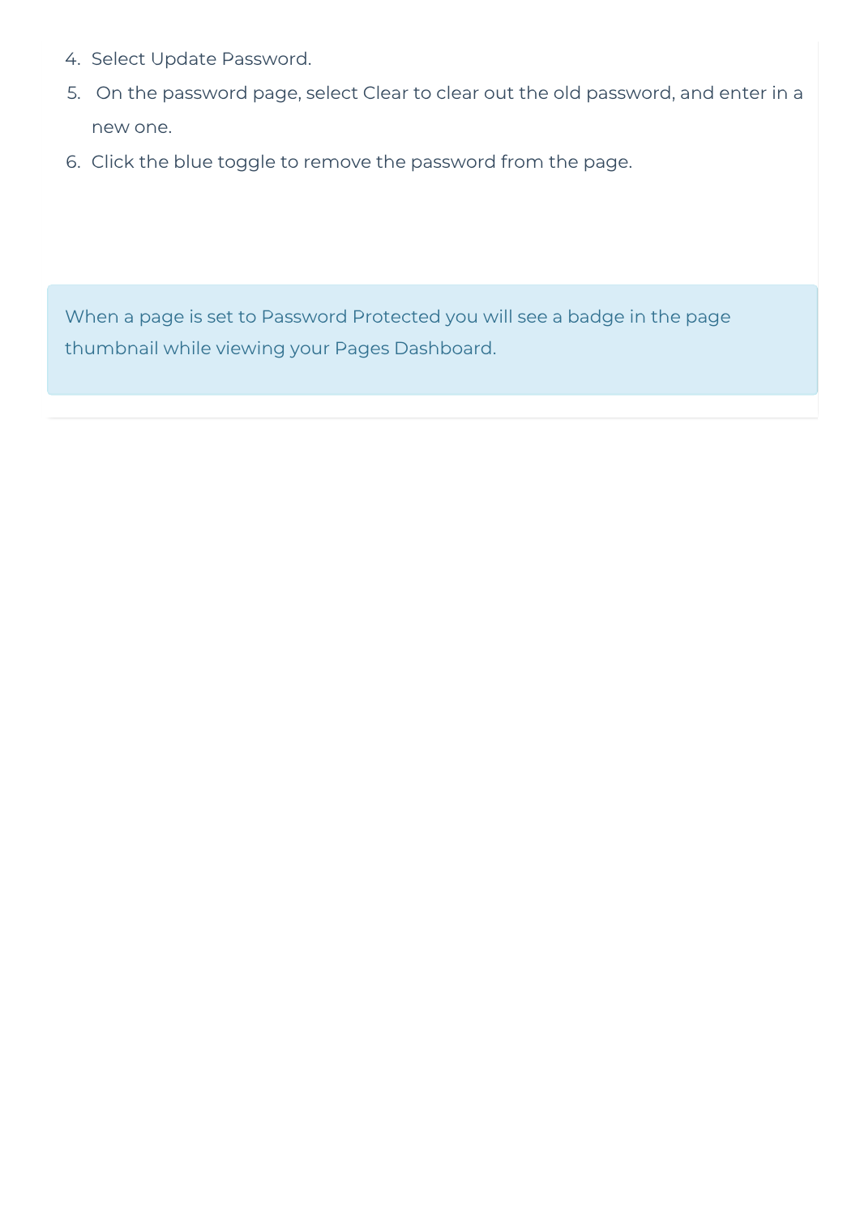4. Select Update Password.
5. On the password page, select Clear to clear out the old password, and enter in a new one.
6. Click the blue toggle to remove the password from the page.

> When a page is set to Password Protected you will see a badge in the page thumbnail while viewing your Pages Dashboard.